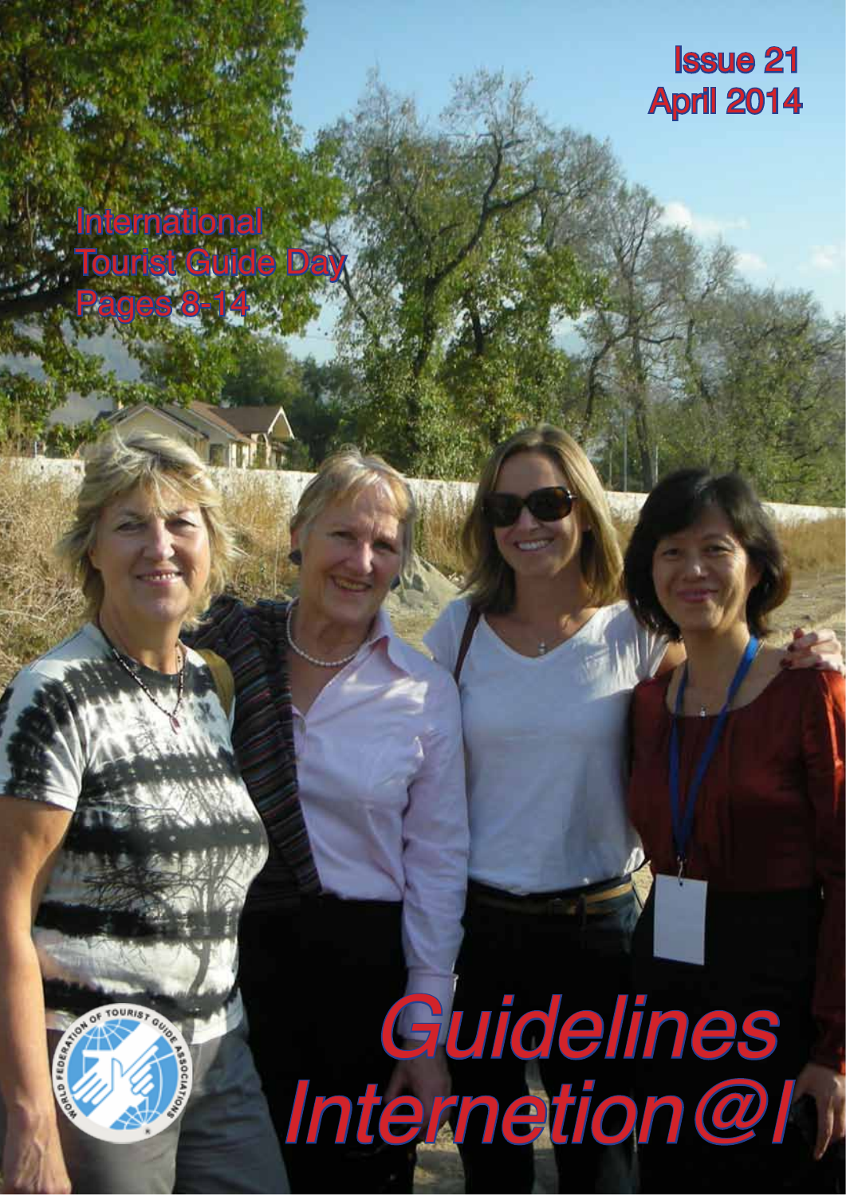Issue 21
April 2014

International
Tourist Guide Day
Pages 8-14

# Guidelines Internetion@l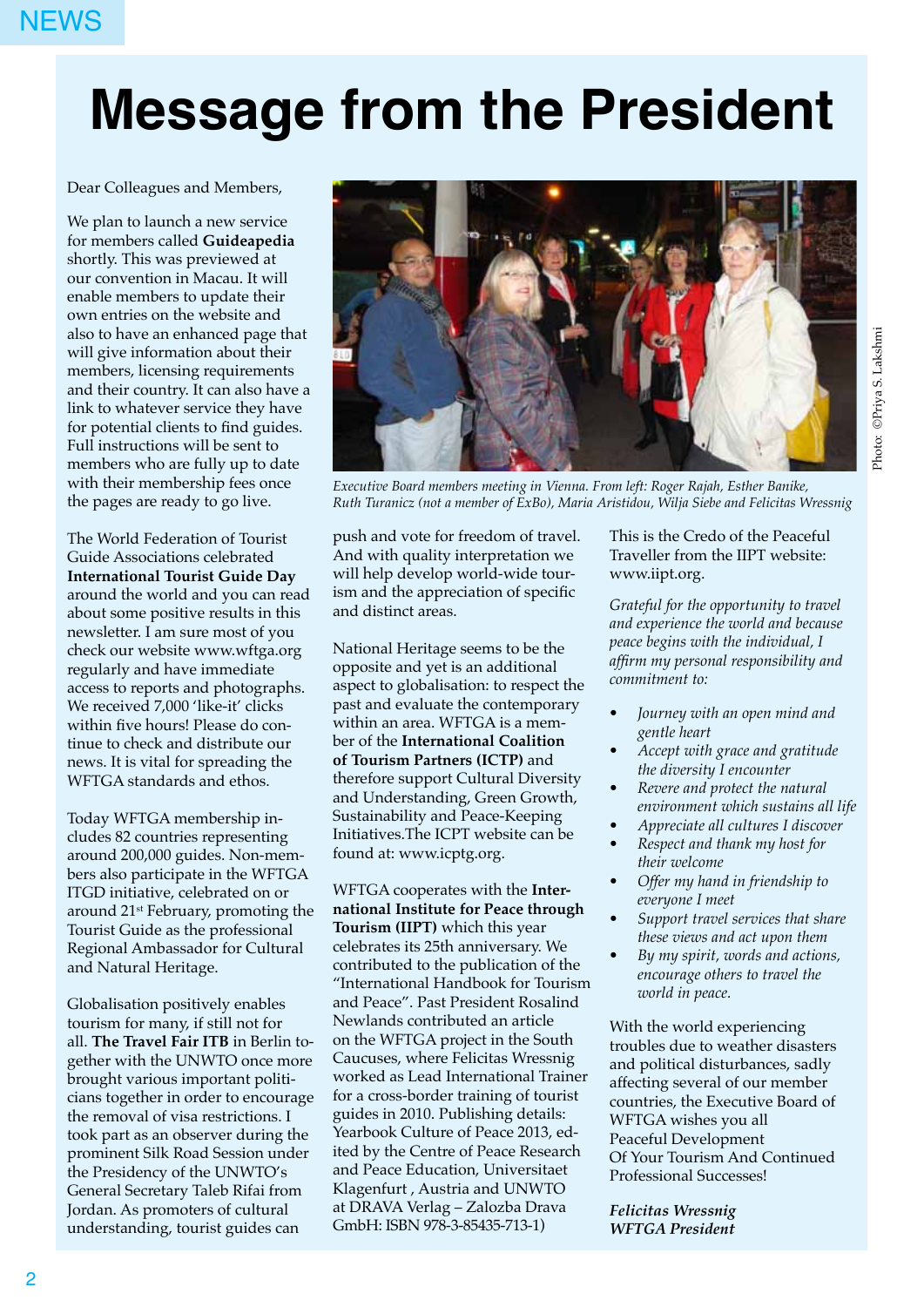# Message from the President

Dear Colleagues and Members,

We plan to launch a new service for members called **Guideapedia** shortly. This was previewed at our convention in Macau. It will enable members to update their own entries on the website and also to have an enhanced page that will give information about their members, licensing requirements and their country. It can also have a link to whatever service they have for potential clients to find guides. Full instructions will be sent to members who are fully up to date with their membership fees once the pages are ready to go live.

The World Federation of Tourist Guide Associations celebrated **International Tourist Guide Day** around the world and you can read about some positive results in this newsletter. I am sure most of you check our website www.wftga.org regularly and have immediate access to reports and photographs. We received 7,000 'like-it' clicks within five hours! Please do continue to check and distribute our news. It is vital for spreading the WFTGA standards and ethos.

Today WFTGA membership includes 82 countries representing around 200,000 guides. Non-members also participate in the WFTGA ITGD initiative, celebrated on or around 21st February, promoting the Tourist Guide as the professional Regional Ambassador for Cultural and Natural Heritage.

Globalisation positively enables tourism for many, if still not for all. **The Travel Fair ITB** in Berlin together with the UNWTO once more brought various important politicians together in order to encourage the removal of visa restrictions. I took part as an observer during the prominent Silk Road Session under the Presidency of the UNWTO's General Secretary Taleb Rifai from Jordan. As promoters of cultural understanding, tourist guides can push and vote for freedom of travel. And with quality interpretation we will help develop world-wide tourism and the appreciation of specific and distinct areas.

*Executive Board members meeting in Vienna. From left: Roger Rajah, Esther Banike, Ruth Turanicz (not a member of ExBo), Maria Aristidou, Wilja Siebe and Felicitas Wressnig*

Photo: ©Priya S. Lakshmi

National Heritage seems to be the opposite and yet is an additional aspect to globalisation: to respect the past and evaluate the contemporary within an area. WFTGA is a member of the **International Coalition of Tourism Partners (ICTP)** and therefore support Cultural Diversity and Understanding, Green Growth, Sustainability and Peace-Keeping Initiatives.The ICPT website can be found at: www.icptg.org.

WFTGA cooperates with the **International Institute for Peace through Tourism (IIPT)** which this year celebrates its 25th anniversary. We contributed to the publication of the "International Handbook for Tourism and Peace". Past President Rosalind Newlands contributed an article on the WFTGA project in the South Caucuses, where Felicitas Wressnig worked as Lead International Trainer for a cross-border training of tourist guides in 2010. Publishing details: Yearbook Culture of Peace 2013, edited by the Centre of Peace Research and Peace Education, Universitaet Klagenfurt , Austria and UNWTO at DRAVA Verlag – Zalozba Drava GmbH: ISBN 978-3-85435-713-1)

This is the Credo of the Peaceful Traveller from the IIPT website: www.iipt.org.

*Grateful for the opportunity to travel and experience the world and because peace begins with the individual, I affirm my personal responsibility and commitment to:*

- *Journey with an open mind and gentle heart*
- *Accept with grace and gratitude the diversity I encounter*
- *Revere and protect the natural environment which sustains all life*
- *Appreciate all cultures I discover*
- *Respect and thank my host for their welcome*
- *Offer my hand in friendship to everyone I meet*
- *Support travel services that share these views and act upon them*
- *By my spirit, words and actions, encourage others to travel the world in peace.*

With the world experiencing troubles due to weather disasters and political disturbances, sadly affecting several of our member countries, the Executive Board of WFTGA wishes you all
Peaceful Development
Of Your Tourism And Continued Professional Successes!

***Felicitas Wressnig***
***WFTGA President***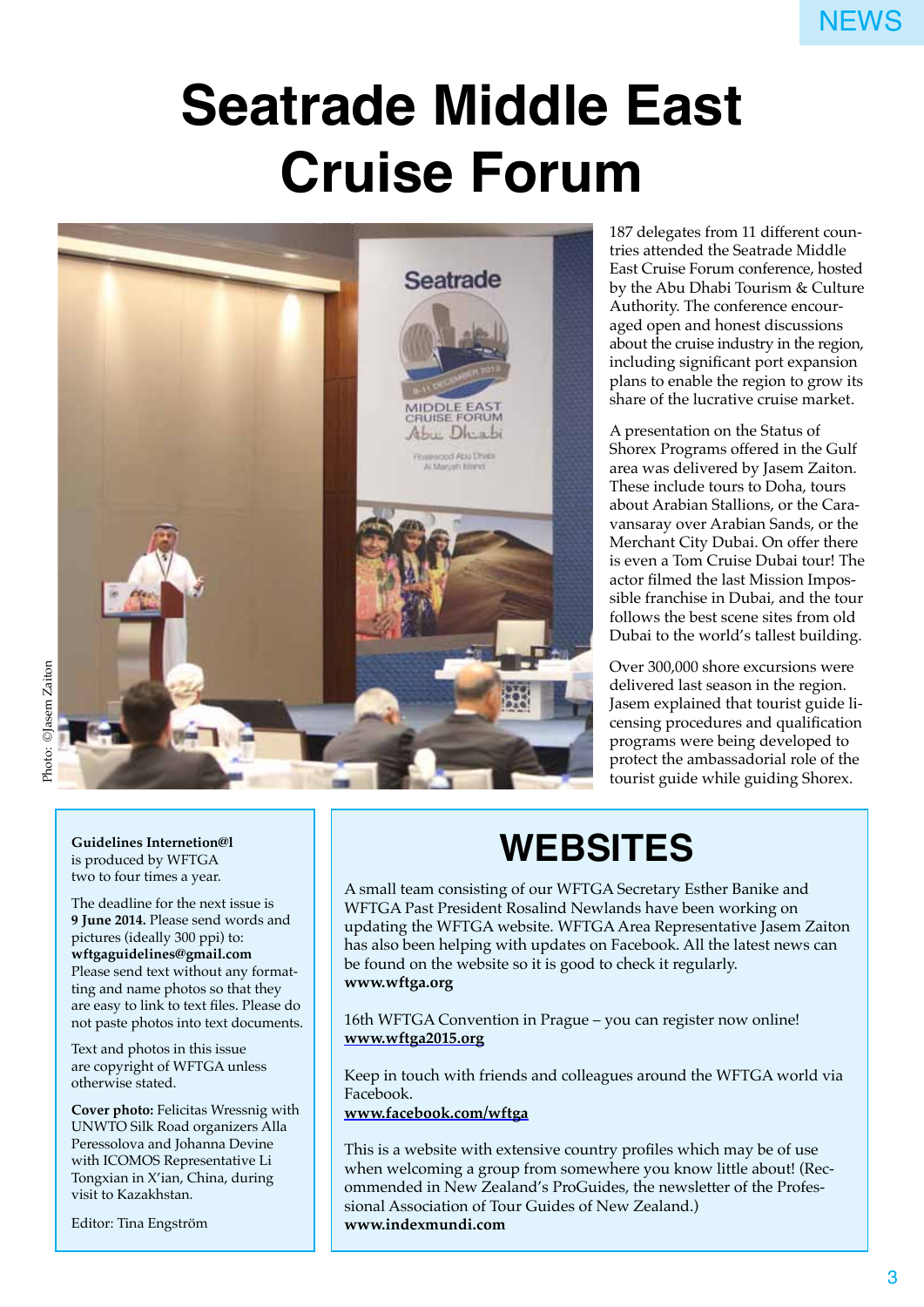# Seatrade Middle East Cruise Forum

Photo: ©Jasem Zaiton

187 delegates from 11 different countries attended the Seatrade Middle East Cruise Forum conference, hosted by the Abu Dhabi Tourism & Culture Authority. The conference encouraged open and honest discussions about the cruise industry in the region, including significant port expansion plans to enable the region to grow its share of the lucrative cruise market.

A presentation on the Status of Shorex Programs offered in the Gulf area was delivered by Jasem Zaiton. These include tours to Doha, tours about Arabian Stallions, or the Caravansaray over Arabian Sands, or the Merchant City Dubai. On offer there is even a Tom Cruise Dubai tour! The actor filmed the last Mission Impossible franchise in Dubai, and the tour follows the best scene sites from old Dubai to the world's tallest building.

Over 300,000 shore excursions were delivered last season in the region. Jasem explained that tourist guide licensing procedures and qualification programs were being developed to protect the ambassadorial role of the tourist guide while guiding Shorex.

**Guidelines Internetion@l** is produced by WFTGA two to four times a year.

The deadline for the next issue is **9 June 2014.** Please send words and pictures (ideally 300 ppi) to: **wftgaguidelines@gmail.com**
Please send text without any formatting and name photos so that they are easy to link to text files. Please do not paste photos into text documents.

Text and photos in this issue are copyright of WFTGA unless otherwise stated.

**Cover photo:** Felicitas Wressnig with UNWTO Silk Road organizers Alla Peressolova and Johanna Devine with ICOMOS Representative Li Tongxian in X'ian, China, during visit to Kazakhstan.

Editor: Tina Engström

## WEBSITES

A small team consisting of our WFTGA Secretary Esther Banike and WFTGA Past President Rosalind Newlands have been working on updating the WFTGA website. WFTGA Area Representative Jasem Zaiton has also been helping with updates on Facebook. All the latest news can be found on the website so it is good to check it regularly.
**www.wftga.org**

16th WFTGA Convention in Prague – you can register now online!
**www.wftga2015.org**

Keep in touch with friends and colleagues around the WFTGA world via Facebook.
**www.facebook.com/wftga**

This is a website with extensive country profiles which may be of use when welcoming a group from somewhere you know little about! (Recommended in New Zealand's ProGuides, the newsletter of the Professional Association of Tour Guides of New Zealand.)
**www.indexmundi.com**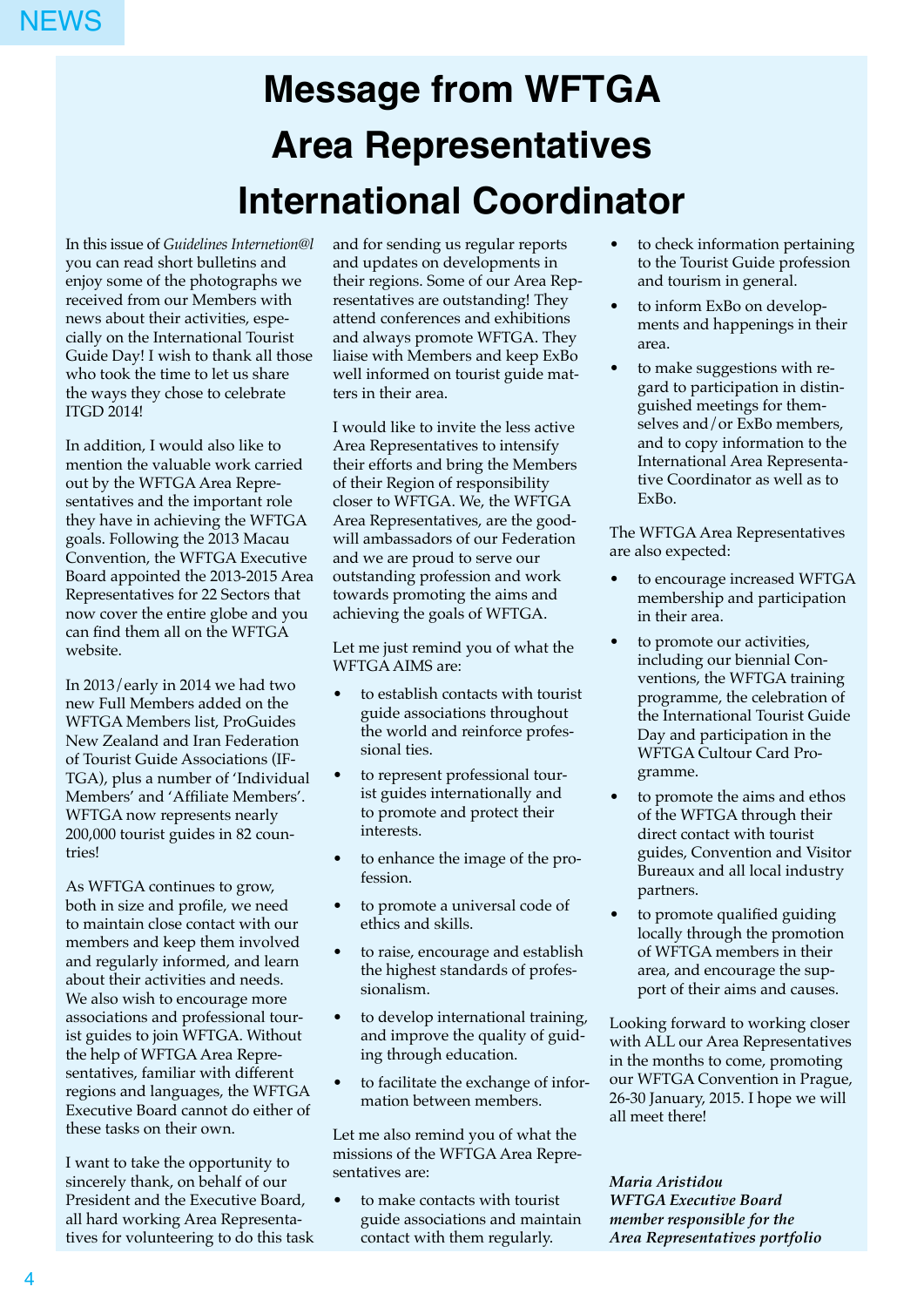# Message from WFTGA Area Representatives International Coordinator

In this issue of *Guidelines Internetion@l* you can read short bulletins and enjoy some of the photographs we received from our Members with news about their activities, especially on the International Tourist Guide Day! I wish to thank all those who took the time to let us share the ways they chose to celebrate ITGD 2014!

In addition, I would also like to mention the valuable work carried out by the WFTGA Area Representatives and the important role they have in achieving the WFTGA goals. Following the 2013 Macau Convention, the WFTGA Executive Board appointed the 2013-2015 Area Representatives for 22 Sectors that now cover the entire globe and you can find them all on the WFTGA website.

In 2013/early in 2014 we had two new Full Members added on the WFTGA Members list, ProGuides New Zealand and Iran Federation of Tourist Guide Associations (IFTGA), plus a number of 'Individual Members' and 'Affiliate Members'. WFTGA now represents nearly 200,000 tourist guides in 82 countries!

As WFTGA continues to grow, both in size and profile, we need to maintain close contact with our members and keep them involved and regularly informed, and learn about their activities and needs. We also wish to encourage more associations and professional tourist guides to join WFTGA. Without the help of WFTGA Area Representatives, familiar with different regions and languages, the WFTGA Executive Board cannot do either of these tasks on their own.

I want to take the opportunity to sincerely thank, on behalf of our President and the Executive Board, all hard working Area Representatives for volunteering to do this task and for sending us regular reports and updates on developments in their regions. Some of our Area Representatives are outstanding! They attend conferences and exhibitions and always promote WFTGA. They liaise with Members and keep ExBo well informed on tourist guide matters in their area.

I would like to invite the less active Area Representatives to intensify their efforts and bring the Members of their Region of responsibility closer to WFTGA. We, the WFTGA Area Representatives, are the goodwill ambassadors of our Federation and we are proud to serve our outstanding profession and work towards promoting the aims and achieving the goals of WFTGA.

Let me just remind you of what the WFTGA AIMS are:

- to establish contacts with tourist guide associations throughout the world and reinforce professional ties.
- to represent professional tourist guides internationally and to promote and protect their interests.
- to enhance the image of the profession.
- to promote a universal code of ethics and skills.
- to raise, encourage and establish the highest standards of professionalism.
- to develop international training, and improve the quality of guiding through education.
- to facilitate the exchange of information between members.

Let me also remind you of what the missions of the WFTGA Area Representatives are:

- to make contacts with tourist guide associations and maintain contact with them regularly.
- to check information pertaining to the Tourist Guide profession and tourism in general.
- to inform ExBo on developments and happenings in their area.
- to make suggestions with regard to participation in distinguished meetings for themselves and/or ExBo members, and to copy information to the International Area Representative Coordinator as well as to ExBo.

The WFTGA Area Representatives are also expected:

- to encourage increased WFTGA membership and participation in their area.
- to promote our activities, including our biennial Conventions, the WFTGA training programme, the celebration of the International Tourist Guide Day and participation in the WFTGA Cultour Card Programme.
- to promote the aims and ethos of the WFTGA through their direct contact with tourist guides, Convention and Visitor Bureaux and all local industry partners.
- to promote qualified guiding locally through the promotion of WFTGA members in their area, and encourage the support of their aims and causes.

Looking forward to working closer with ALL our Area Representatives in the months to come, promoting our WFTGA Convention in Prague, 26-30 January, 2015. I hope we will all meet there!

***Maria Aristidou***
***WFTGA Executive Board member responsible for the Area Representatives portfolio***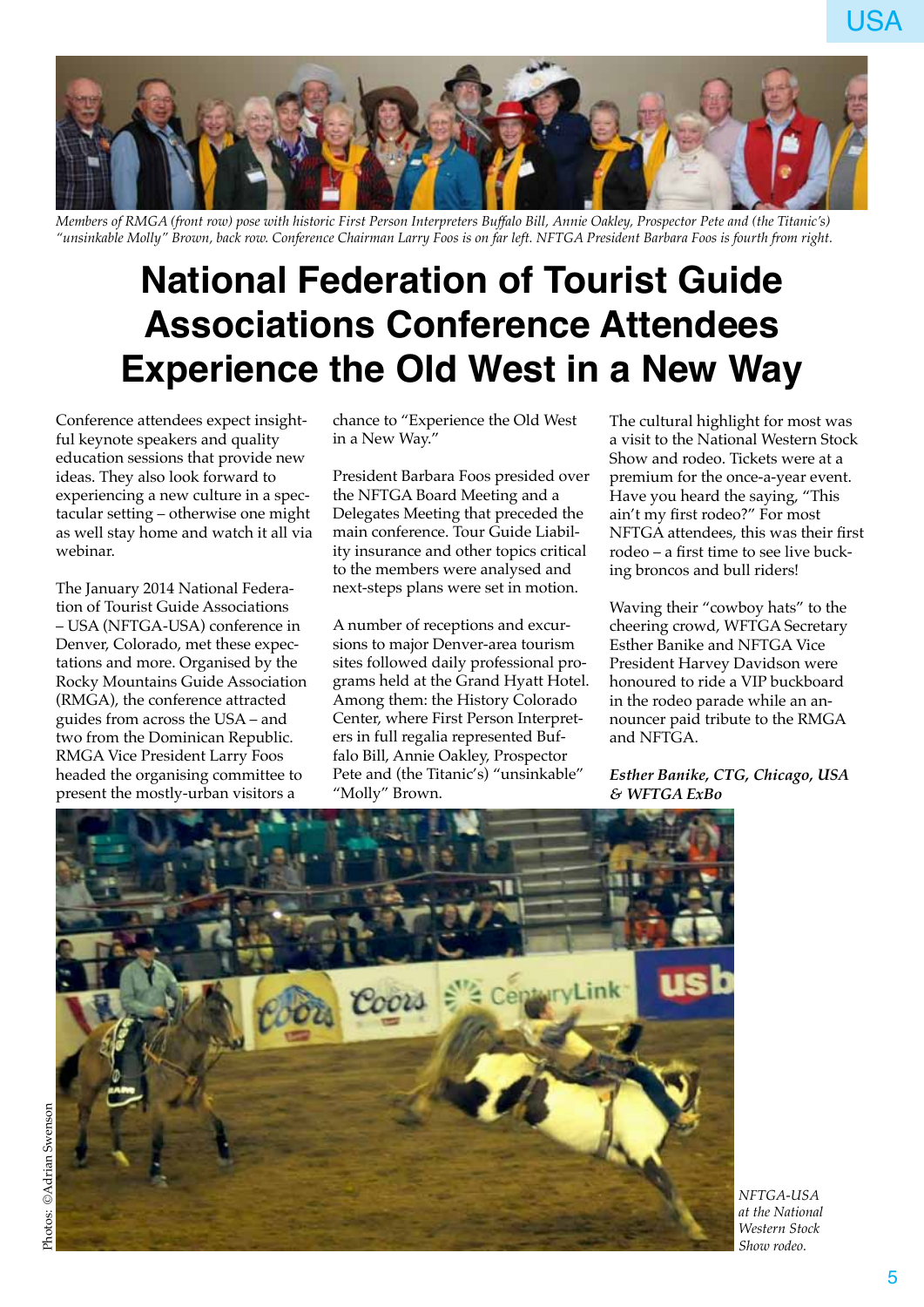*Members of RMGA (front row) pose with historic First Person Interpreters Buffalo Bill, Annie Oakley, Prospector Pete and (the Titanic's) "unsinkable Molly" Brown, back row. Conference Chairman Larry Foos is on far left. NFTGA President Barbara Foos is fourth from right.*

# National Federation of Tourist Guide Associations Conference Attendees Experience the Old West in a New Way

Conference attendees expect insightful keynote speakers and quality education sessions that provide new ideas. They also look forward to experiencing a new culture in a spectacular setting – otherwise one might as well stay home and watch it all via webinar.

The January 2014 National Federation of Tourist Guide Associations – USA (NFTGA-USA) conference in Denver, Colorado, met these expectations and more. Organised by the Rocky Mountains Guide Association (RMGA), the conference attracted guides from across the USA – and two from the Dominican Republic. RMGA Vice President Larry Foos headed the organising committee to present the mostly-urban visitors a chance to "Experience the Old West in a New Way."

President Barbara Foos presided over the NFTGA Board Meeting and a Delegates Meeting that preceded the main conference. Tour Guide Liability insurance and other topics critical to the members were analysed and next-steps plans were set in motion.

A number of receptions and excursions to major Denver-area tourism sites followed daily professional programs held at the Grand Hyatt Hotel. Among them: the History Colorado Center, where First Person Interpreters in full regalia represented Buffalo Bill, Annie Oakley, Prospector Pete and (the Titanic's) "unsinkable" "Molly" Brown.

The cultural highlight for most was a visit to the National Western Stock Show and rodeo. Tickets were at a premium for the once-a-year event. Have you heard the saying, "This ain't my first rodeo?" For most NFTGA attendees, this was their first rodeo – a first time to see live bucking broncos and bull riders!

Waving their "cowboy hats" to the cheering crowd, WFTGA Secretary Esther Banike and NFTGA Vice President Harvey Davidson were honoured to ride a VIP buckboard in the rodeo parade while an announcer paid tribute to the RMGA and NFTGA.

***Esther Banike, CTG, Chicago, USA & WFTGA ExBo***

*NFTGA-USA at the National Western Stock Show rodeo.*

Photos: ©Adrian Swenson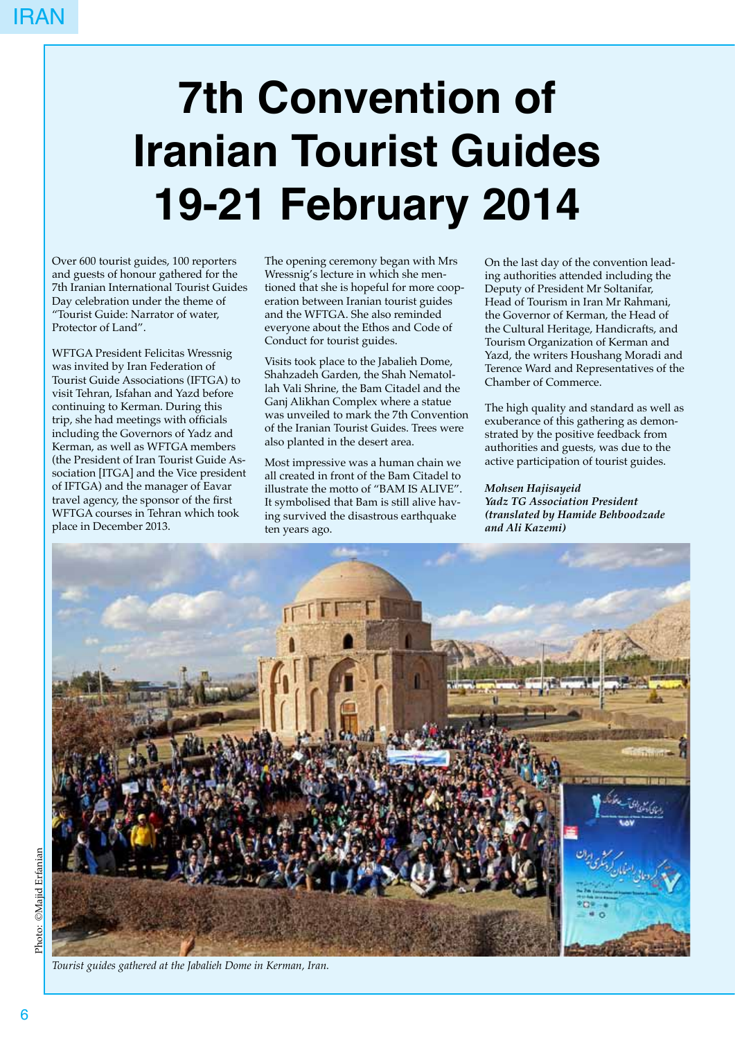# 7th Convention of Iranian Tourist Guides 19-21 February 2014

Over 600 tourist guides, 100 reporters and guests of honour gathered for the 7th Iranian International Tourist Guides Day celebration under the theme of "Tourist Guide: Narrator of water, Protector of Land".

WFTGA President Felicitas Wressnig was invited by Iran Federation of Tourist Guide Associations (IFTGA) to visit Tehran, Isfahan and Yazd before continuing to Kerman. During this trip, she had meetings with officials including the Governors of Yadz and Kerman, as well as WFTGA members (the President of Iran Tourist Guide Association [ITGA] and the Vice president of IFTGA) and the manager of Eavar travel agency, the sponsor of the first WFTGA courses in Tehran which took place in December 2013.

The opening ceremony began with Mrs Wressnig's lecture in which she mentioned that she is hopeful for more cooperation between Iranian tourist guides and the WFTGA. She also reminded everyone about the Ethos and Code of Conduct for tourist guides.

Visits took place to the Jabalieh Dome, Shahzadeh Garden, the Shah Nematollah Vali Shrine, the Bam Citadel and the Ganj Alikhan Complex where a statue was unveiled to mark the 7th Convention of the Iranian Tourist Guides. Trees were also planted in the desert area.

Most impressive was a human chain we all created in front of the Bam Citadel to illustrate the motto of "BAM IS ALIVE". It symbolised that Bam is still alive having survived the disastrous earthquake ten years ago.

On the last day of the convention leading authorities attended including the Deputy of President Mr Soltanifar, Head of Tourism in Iran Mr Rahmani, the Governor of Kerman, the Head of the Cultural Heritage, Handicrafts, and Tourism Organization of Kerman and Yazd, the writers Houshang Moradi and Terence Ward and Representatives of the Chamber of Commerce.

The high quality and standard as well as exuberance of this gathering as demonstrated by the positive feedback from authorities and guests, was due to the active participation of tourist guides.

***Mohsen Hajisayeid***
***Yadz TG Association President***
***(translated by Hamide Behboodzade and Ali Kazemi)***

Photo: ©Majid Erfanian

*Tourist guides gathered at the Jabalieh Dome in Kerman, Iran.*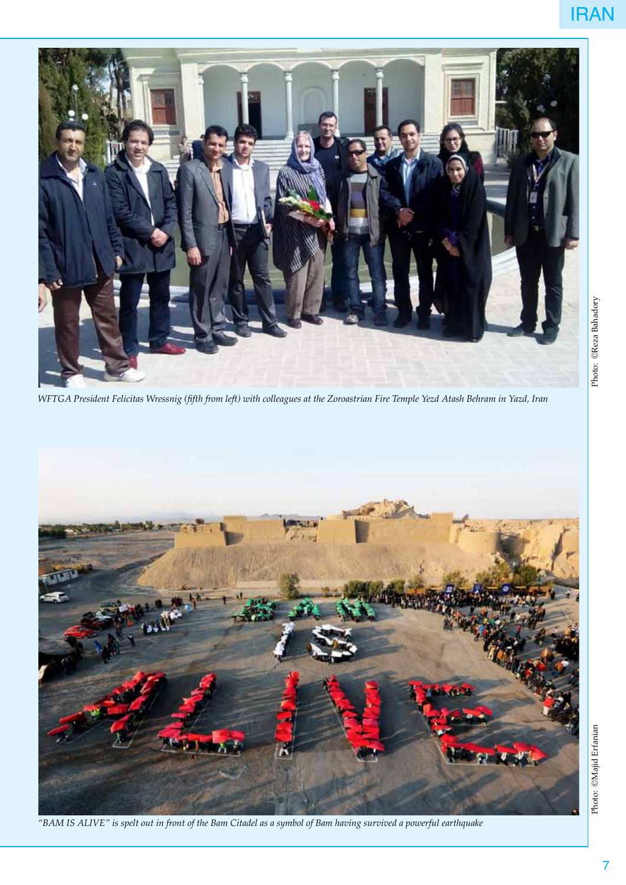*WFTGA President Felicitas Wressnig (fifth from left) with colleagues at the Zoroastrian Fire Temple Yezd Atash Behram in Yazd, Iran*

Photo: ©Reza Bahadory

*"BAM IS ALIVE" is spelt out in front of the Bam Citadel as a symbol of Bam having survived a powerful earthquake*

Photo: ©Majid Erfanian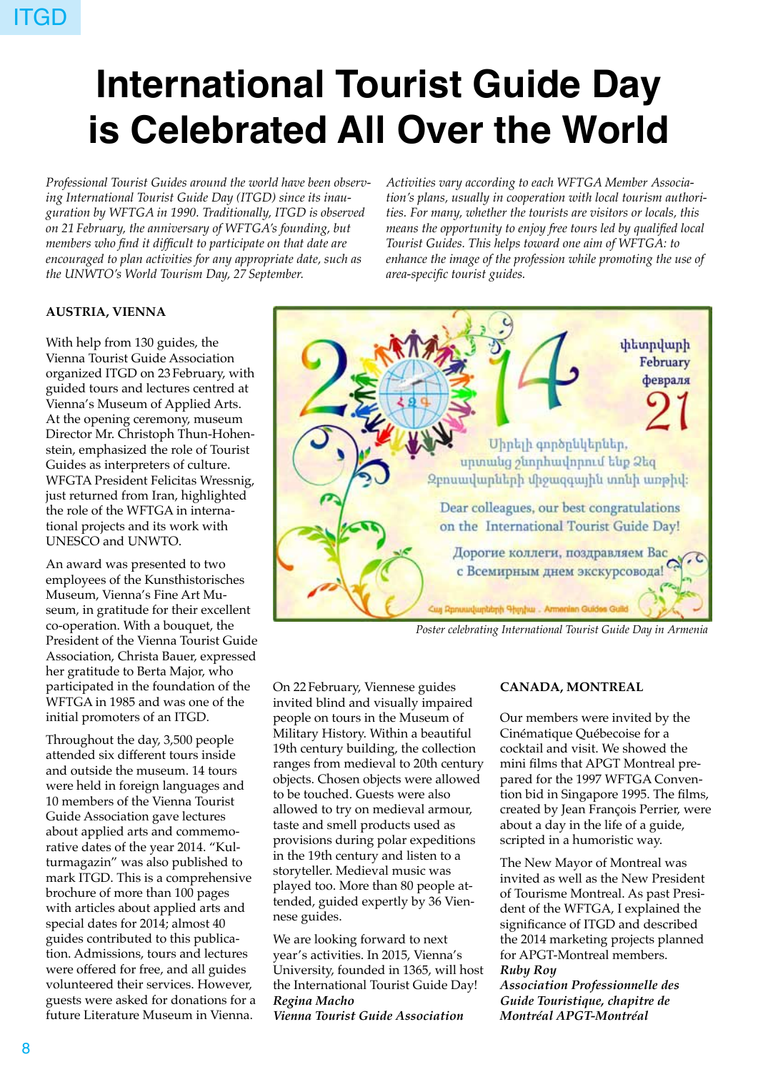# International Tourist Guide Day is Celebrated All Over the World

*Professional Tourist Guides around the world have been observing International Tourist Guide Day (ITGD) since its inauguration by WFTGA in 1990. Traditionally, ITGD is observed on 21 February, the anniversary of WFTGA's founding, but members who find it difficult to participate on that date are encouraged to plan activities for any appropriate date, such as the UNWTO's World Tourism Day, 27 September.*

*Activities vary according to each WFTGA Member Association's plans, usually in cooperation with local tourism authorities. For many, whether the tourists are visitors or locals, this means the opportunity to enjoy free tours led by qualified local Tourist Guides. This helps toward one aim of WFTGA: to enhance the image of the profession while promoting the use of area-specific tourist guides.*

### AUSTRIA, VIENNA

With help from 130 guides, the Vienna Tourist Guide Association organized ITGD on 23 February, with guided tours and lectures centred at Vienna's Museum of Applied Arts. At the opening ceremony, museum Director Mr. Christoph Thun-Hohenstein, emphasized the role of Tourist Guides as interpreters of culture. WFGTA President Felicitas Wressnig, just returned from Iran, highlighted the role of the WFTGA in international projects and its work with UNESCO and UNWTO.

An award was presented to two employees of the Kunsthistorisches Museum, Vienna's Fine Art Museum, in gratitude for their excellent co-operation. With a bouquet, the President of the Vienna Tourist Guide Association, Christa Bauer, expressed her gratitude to Berta Major, who participated in the foundation of the WFTGA in 1985 and was one of the initial promoters of an ITGD.

Throughout the day, 3,500 people attended six different tours inside and outside the museum. 14 tours were held in foreign languages and 10 members of the Vienna Tourist Guide Association gave lectures about applied arts and commemorative dates of the year 2014. "Kulturmagazin" was also published to mark ITGD. This is a comprehensive brochure of more than 100 pages with articles about applied arts and special dates for 2014; almost 40 guides contributed to this publication. Admissions, tours and lectures were offered for free, and all guides volunteered their services. However, guests were asked for donations for a future Literature Museum in Vienna.

*Poster celebrating International Tourist Guide Day in Armenia*

On 22 February, Viennese guides invited blind and visually impaired people on tours in the Museum of Military History. Within a beautiful 19th century building, the collection ranges from medieval to 20th century objects. Chosen objects were allowed to be touched. Guests were also allowed to try on medieval armour, taste and smell products used as provisions during polar expeditions in the 19th century and listen to a storyteller. Medieval music was played too. More than 80 people attended, guided expertly by 36 Viennese guides.

We are looking forward to next year's activities. In 2015, Vienna's University, founded in 1365, will host the International Tourist Guide Day!

***Regina Macho***
***Vienna Tourist Guide Association***

### CANADA, MONTREAL

Our members were invited by the Cinématique Québecoise for a cocktail and visit. We showed the mini films that APGT Montreal prepared for the 1997 WFTGA Convention bid in Singapore 1995. The films, created by Jean François Perrier, were about a day in the life of a guide, scripted in a humoristic way.

The New Mayor of Montreal was invited as well as the New President of Tourisme Montreal. As past President of the WFTGA, I explained the significance of ITGD and described the 2014 marketing projects planned for APGT-Montreal members.

***Ruby Roy***
***Association Professionnelle des Guide Touristique, chapitre de Montréal APGT-Montréal***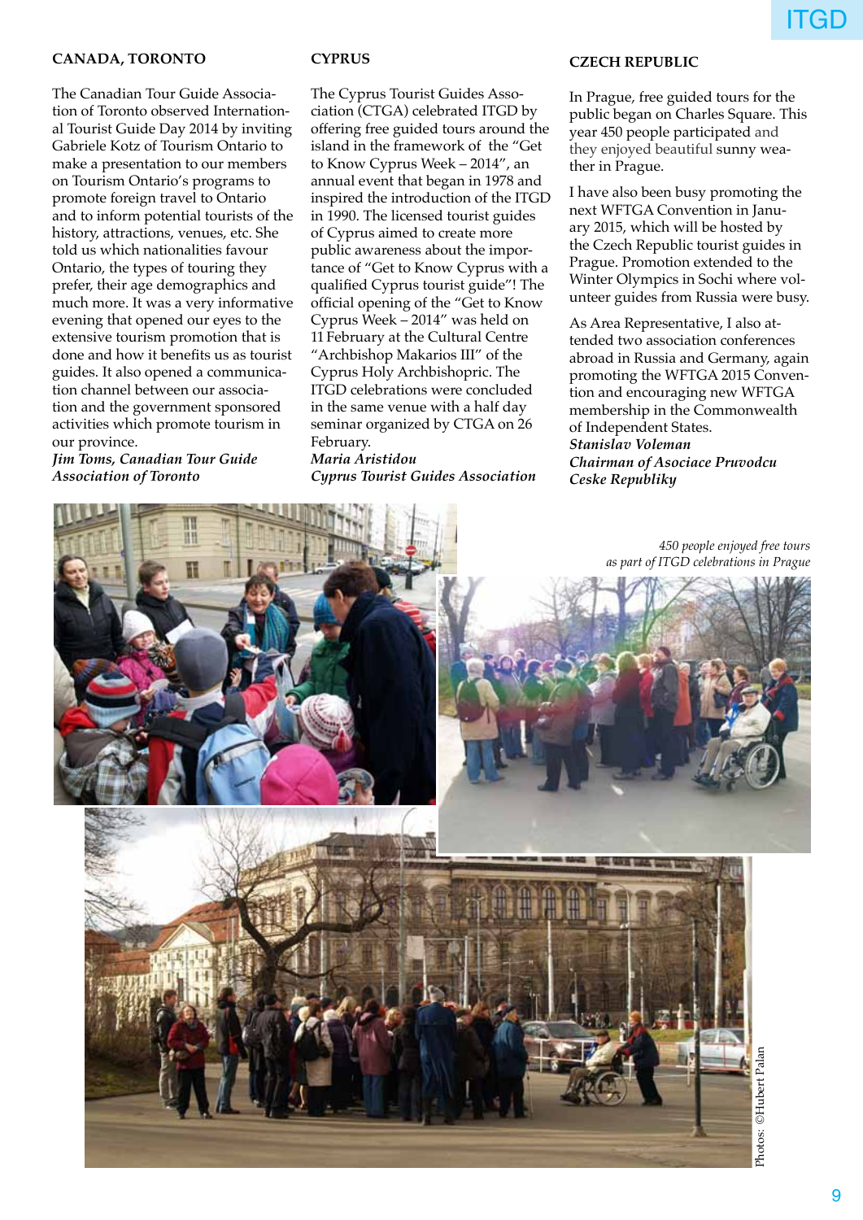## CANADA, TORONTO

The Canadian Tour Guide Association of Toronto observed International Tourist Guide Day 2014 by inviting Gabriele Kotz of Tourism Ontario to make a presentation to our members on Tourism Ontario's programs to promote foreign travel to Ontario and to inform potential tourists of the history, attractions, venues, etc. She told us which nationalities favour Ontario, the types of touring they prefer, their age demographics and much more. It was a very informative evening that opened our eyes to the extensive tourism promotion that is done and how it benefits us as tourist guides. It also opened a communication channel between our association and the government sponsored activities which promote tourism in our province.

***Jim Toms, Canadian Tour Guide Association of Toronto***

## CYPRUS

The Cyprus Tourist Guides Association (CTGA) celebrated ITGD by offering free guided tours around the island in the framework of the "Get to Know Cyprus Week – 2014", an annual event that began in 1978 and inspired the introduction of the ITGD in 1990. The licensed tourist guides of Cyprus aimed to create more public awareness about the importance of "Get to Know Cyprus with a qualified Cyprus tourist guide"! The official opening of the "Get to Know Cyprus Week – 2014" was held on 11 February at the Cultural Centre "Archbishop Makarios III" of the Cyprus Holy Archbishopric. The ITGD celebrations were concluded in the same venue with a half day seminar organized by CTGA on 26 February.

***Maria Aristidou***
***Cyprus Tourist Guides Association***

## CZECH REPUBLIC

In Prague, free guided tours for the public began on Charles Square. This year 450 people participated and they enjoyed beautiful sunny weather in Prague.

I have also been busy promoting the next WFTGA Convention in January 2015, which will be hosted by the Czech Republic tourist guides in Prague. Promotion extended to the Winter Olympics in Sochi where volunteer guides from Russia were busy.

As Area Representative, I also attended two association conferences abroad in Russia and Germany, again promoting the WFTGA 2015 Convention and encouraging new WFTGA membership in the Commonwealth of Independent States.

***Stanislav Voleman***
***Chairman of Asociace Pruvodcu Ceske Republiky***

*450 people enjoyed free tours as part of ITGD celebrations in Prague*

Photos: ©Hubert Palan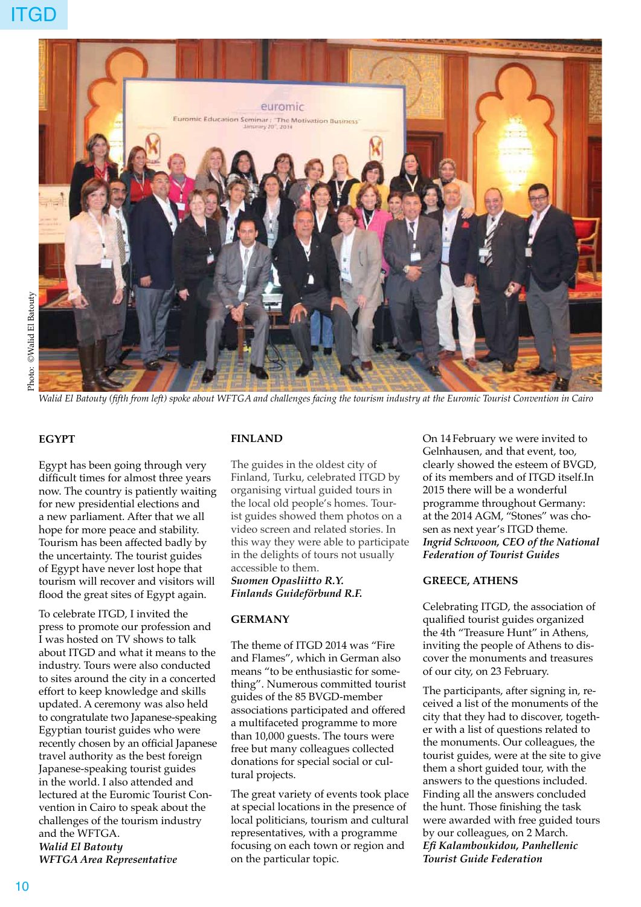Photo: ©Walid El Batouty

*Walid El Batouty (fifth from left) spoke about WFTGA and challenges facing the tourism industry at the Euromic Tourist Convention in Cairo*

## EGYPT

Egypt has been going through very difficult times for almost three years now. The country is patiently waiting for new presidential elections and a new parliament. After that we all hope for more peace and stability. Tourism has been affected badly by the uncertainty. The tourist guides of Egypt have never lost hope that tourism will recover and visitors will flood the great sites of Egypt again.

To celebrate ITGD, I invited the press to promote our profession and I was hosted on TV shows to talk about ITGD and what it means to the industry. Tours were also conducted to sites around the city in a concerted effort to keep knowledge and skills updated. A ceremony was also held to congratulate two Japanese-speaking Egyptian tourist guides who were recently chosen by an official Japanese travel authority as the best foreign Japanese-speaking tourist guides in the world. I also attended and lectured at the Euromic Tourist Convention in Cairo to speak about the challenges of the tourism industry and the WFTGA.

***Walid El Batouty***
***WFTGA Area Representative***

## FINLAND

The guides in the oldest city of Finland, Turku, celebrated ITGD by organising virtual guided tours in the local old people's homes. Tourist guides showed them photos on a video screen and related stories. In this way they were able to participate in the delights of tours not usually accessible to them.

***Suomen Opasliitto R.Y.***
***Finlands Guideförbund R.F.***

## GERMANY

The theme of ITGD 2014 was "Fire and Flames", which in German also means "to be enthusiastic for something". Numerous committed tourist guides of the 85 BVGD-member associations participated and offered a multifaceted programme to more than 10,000 guests. The tours were free but many colleagues collected donations for special social or cultural projects.

The great variety of events took place at special locations in the presence of local politicians, tourism and cultural representatives, with a programme focusing on each town or region and on the particular topic.

On 14 February we were invited to Gelnhausen, and that event, too, clearly showed the esteem of BVGD, of its members and of ITGD itself.In 2015 there will be a wonderful programme throughout Germany: at the 2014 AGM, "Stones" was chosen as next year's ITGD theme.

***Ingrid Schwoon, CEO of the National Federation of Tourist Guides***

## GREECE, ATHENS

Celebrating ITGD, the association of qualified tourist guides organized the 4th "Treasure Hunt" in Athens, inviting the people of Athens to discover the monuments and treasures of our city, on 23 February.

The participants, after signing in, received a list of the monuments of the city that they had to discover, together with a list of questions related to the monuments. Our colleagues, the tourist guides, were at the site to give them a short guided tour, with the answers to the questions included. Finding all the answers concluded the hunt. Those finishing the task were awarded with free guided tours by our colleagues, on 2 March.

***Efi Kalamboukidou, Panhellenic Tourist Guide Federation***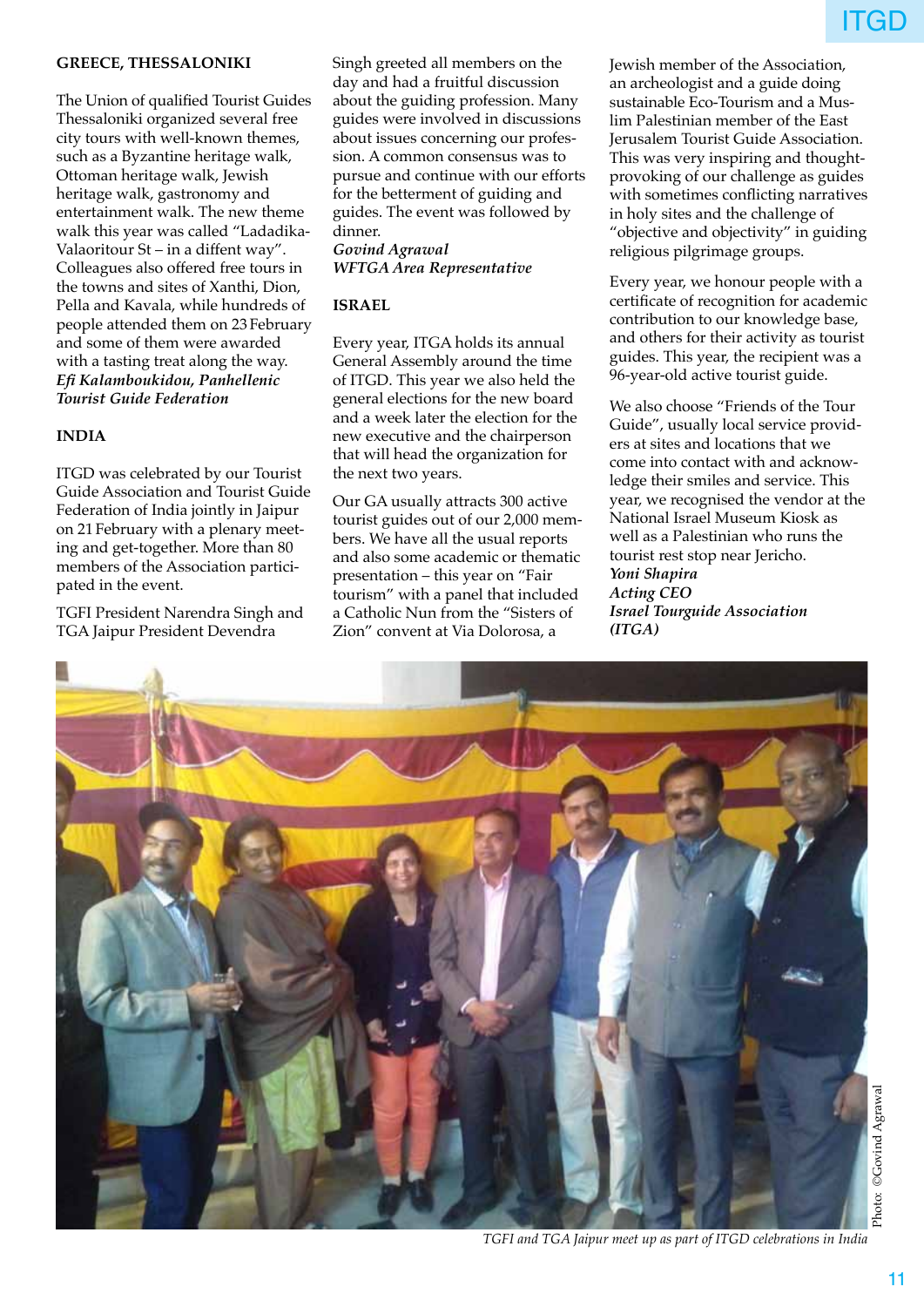## GREECE, THESSALONIKI

The Union of qualified Tourist Guides Thessaloniki organized several free city tours with well-known themes, such as a Byzantine heritage walk, Ottoman heritage walk, Jewish heritage walk, gastronomy and entertainment walk. The new theme walk this year was called "Ladadika-Valaoritour St – in a diffent way". Colleagues also offered free tours in the towns and sites of Xanthi, Dion, Pella and Kavala, while hundreds of people attended them on 23 February and some of them were awarded with a tasting treat along the way.

***Efi Kalamboukidou, Panhellenic Tourist Guide Federation***

## INDIA

ITGD was celebrated by our Tourist Guide Association and Tourist Guide Federation of India jointly in Jaipur on 21 February with a plenary meeting and get-together. More than 80 members of the Association participated in the event.

TGFI President Narendra Singh and TGA Jaipur President Devendra Singh greeted all members on the day and had a fruitful discussion about the guiding profession. Many guides were involved in discussions about issues concerning our profession. A common consensus was to pursue and continue with our efforts for the betterment of guiding and guides. The event was followed by dinner.

***Govind Agrawal***
***WFTGA Area Representative***

## ISRAEL

Every year, ITGA holds its annual General Assembly around the time of ITGD. This year we also held the general elections for the new board and a week later the election for the new executive and the chairperson that will head the organization for the next two years.

Our GA usually attracts 300 active tourist guides out of our 2,000 members. We have all the usual reports and also some academic or thematic presentation – this year on "Fair tourism" with a panel that included a Catholic Nun from the "Sisters of Zion" convent at Via Dolorosa, a Jewish member of the Association, an archeologist and a guide doing sustainable Eco-Tourism and a Muslim Palestinian member of the East Jerusalem Tourist Guide Association. This was very inspiring and thought-provoking of our challenge as guides with sometimes conflicting narratives in holy sites and the challenge of "objective and objectivity" in guiding religious pilgrimage groups.

Every year, we honour people with a certificate of recognition for academic contribution to our knowledge base, and others for their activity as tourist guides. This year, the recipient was a 96-year-old active tourist guide.

We also choose "Friends of the Tour Guide", usually local service providers at sites and locations that we come into contact with and acknowledge their smiles and service. This year, we recognised the vendor at the National Israel Museum Kiosk as well as a Palestinian who runs the tourist rest stop near Jericho.

***Yoni Shapira***
***Acting CEO***
***Israel Tourguide Association (ITGA)***

Photo: ©Govind Agrawal

*TGFI and TGA Jaipur meet up as part of ITGD celebrations in India*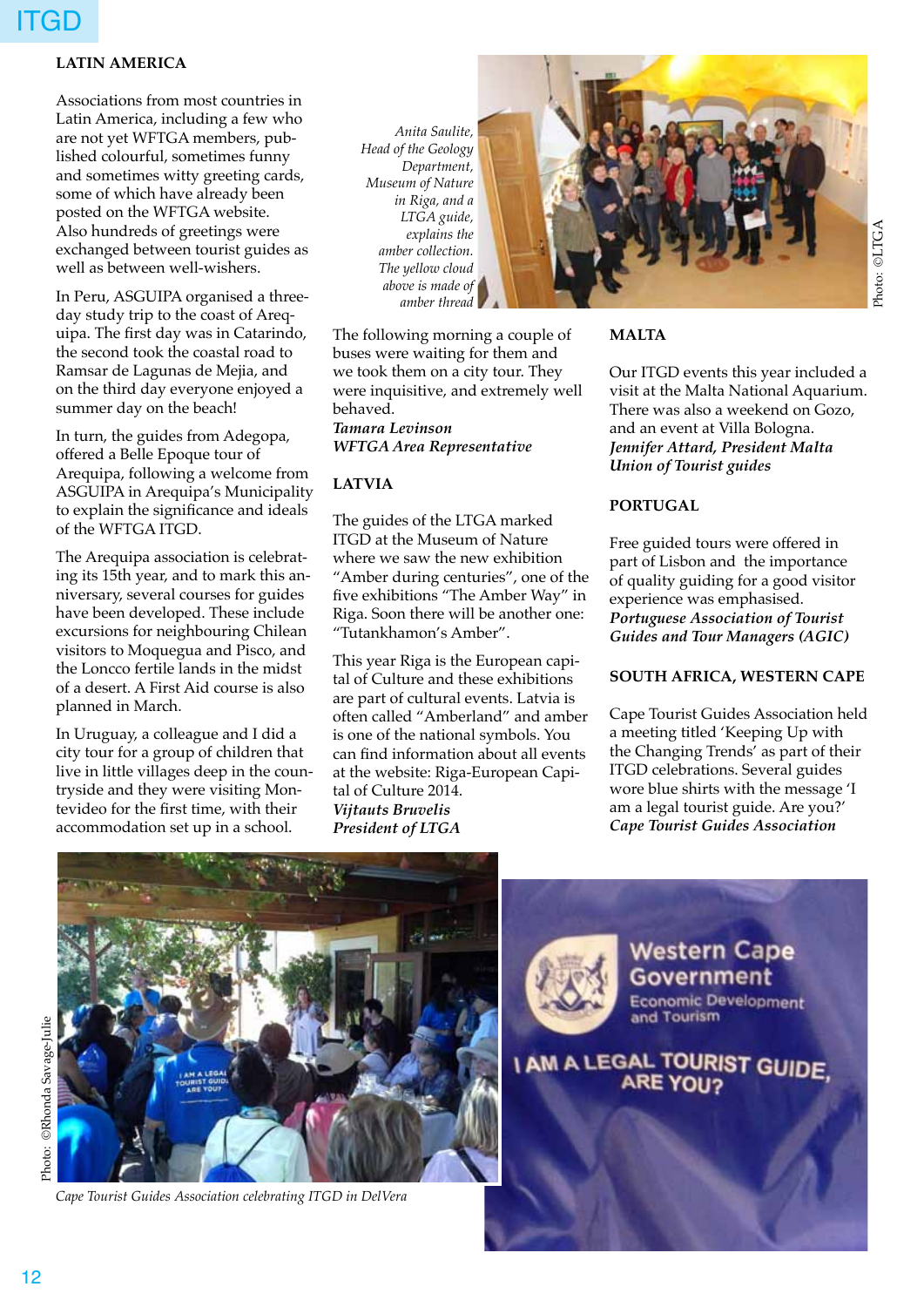## LATIN AMERICA

Associations from most countries in Latin America, including a few who are not yet WFTGA members, published colourful, sometimes funny and sometimes witty greeting cards, some of which have already been posted on the WFTGA website. Also hundreds of greetings were exchanged between tourist guides as well as between well-wishers.

In Peru, ASGUIPA organised a three-day study trip to the coast of Arequipa. The first day was in Catarindo, the second took the coastal road to Ramsar de Lagunas de Mejia, and on the third day everyone enjoyed a summer day on the beach!

In turn, the guides from Adegopa, offered a Belle Epoque tour of Arequipa, following a welcome from ASGUIPA in Arequipa's Municipality to explain the significance and ideals of the WFTGA ITGD.

The Arequipa association is celebrating its 15th year, and to mark this anniversary, several courses for guides have been developed. These include excursions for neighbouring Chilean visitors to Moquegua and Pisco, and the Loncco fertile lands in the midst of a desert. A First Aid course is also planned in March.

In Uruguay, a colleague and I did a city tour for a group of children that live in little villages deep in the countryside and they were visiting Montevideo for the first time, with their accommodation set up in a school.

The following morning a couple of buses were waiting for them and we took them on a city tour. They were inquisitive, and extremely well behaved.

***Tamara Levinson***
***WFTGA Area Representative***

*Anita Saulite, Head of the Geology Department, Museum of Nature in Riga, and a LTGA guide, explains the amber collection. The yellow cloud above is made of amber thread*

Photo: ©LTGA

## LATVIA

The guides of the LTGA marked ITGD at the Museum of Nature where we saw the new exhibition "Amber during centuries", one of the five exhibitions "The Amber Way" in Riga. Soon there will be another one: "Tutankhamon's Amber".

This year Riga is the European capital of Culture and these exhibitions are part of cultural events. Latvia is often called "Amberland" and amber is one of the national symbols. You can find information about all events at the website: Riga-European Capital of Culture 2014.

***Vijtauts Bruvelis***
***President of LTGA***

## MALTA

Our ITGD events this year included a visit at the Malta National Aquarium. There was also a weekend on Gozo, and an event at Villa Bologna.

***Jennifer Attard, President Malta Union of Tourist guides***

## PORTUGAL

Free guided tours were offered in part of Lisbon and the importance of quality guiding for a good visitor experience was emphasised.

***Portuguese Association of Tourist Guides and Tour Managers (AGIC)***

## SOUTH AFRICA, WESTERN CAPE

Cape Tourist Guides Association held a meeting titled 'Keeping Up with the Changing Trends' as part of their ITGD celebrations. Several guides wore blue shirts with the message 'I am a legal tourist guide. Are you?'

***Cape Tourist Guides Association***

Photo: ©Rhonda Savage-Julie

*Cape Tourist Guides Association celebrating ITGD in DelVera*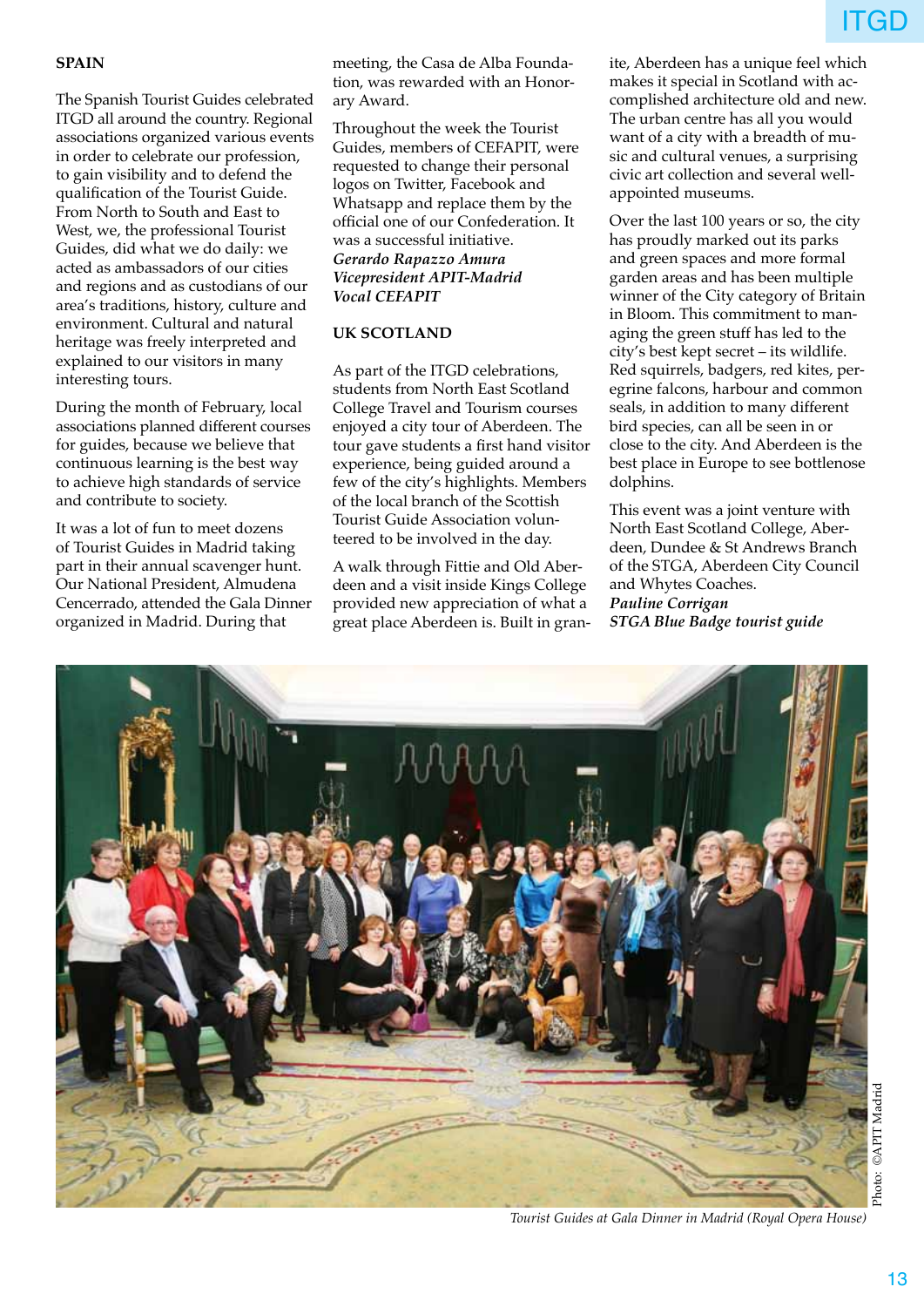## SPAIN

The Spanish Tourist Guides celebrated ITGD all around the country. Regional associations organized various events in order to celebrate our profession, to gain visibility and to defend the qualification of the Tourist Guide. From North to South and East to West, we, the professional Tourist Guides, did what we do daily: we acted as ambassadors of our cities and regions and as custodians of our area's traditions, history, culture and environment. Cultural and natural heritage was freely interpreted and explained to our visitors in many interesting tours.

During the month of February, local associations planned different courses for guides, because we believe that continuous learning is the best way to achieve high standards of service and contribute to society.

It was a lot of fun to meet dozens of Tourist Guides in Madrid taking part in their annual scavenger hunt. Our National President, Almudena Cencerrado, attended the Gala Dinner organized in Madrid. During that meeting, the Casa de Alba Foundation, was rewarded with an Honorary Award.

Throughout the week the Tourist Guides, members of CEFAPIT, were requested to change their personal logos on Twitter, Facebook and Whatsapp and replace them by the official one of our Confederation. It was a successful initiative.

***Gerardo Rapazzo Amura***
***Vicepresident APIT-Madrid***
***Vocal CEFAPIT***

## UK SCOTLAND

As part of the ITGD celebrations, students from North East Scotland College Travel and Tourism courses enjoyed a city tour of Aberdeen. The tour gave students a first hand visitor experience, being guided around a few of the city's highlights. Members of the local branch of the Scottish Tourist Guide Association volunteered to be involved in the day.

A walk through Fittie and Old Aberdeen and a visit inside Kings College provided new appreciation of what a great place Aberdeen is. Built in granite, Aberdeen has a unique feel which makes it special in Scotland with accomplished architecture old and new. The urban centre has all you would want of a city with a breadth of music and cultural venues, a surprising civic art collection and several well-appointed museums.

Over the last 100 years or so, the city has proudly marked out its parks and green spaces and more formal garden areas and has been multiple winner of the City category of Britain in Bloom. This commitment to managing the green stuff has led to the city's best kept secret – its wildlife. Red squirrels, badgers, red kites, peregrine falcons, harbour and common seals, in addition to many different bird species, can all be seen in or close to the city. And Aberdeen is the best place in Europe to see bottlenose dolphins.

This event was a joint venture with North East Scotland College, Aberdeen, Dundee & St Andrews Branch of the STGA, Aberdeen City Council and Whytes Coaches.

***Pauline Corrigan***
***STGA Blue Badge tourist guide***

Photo: ©APIT Madrid

*Tourist Guides at Gala Dinner in Madrid (Royal Opera House)*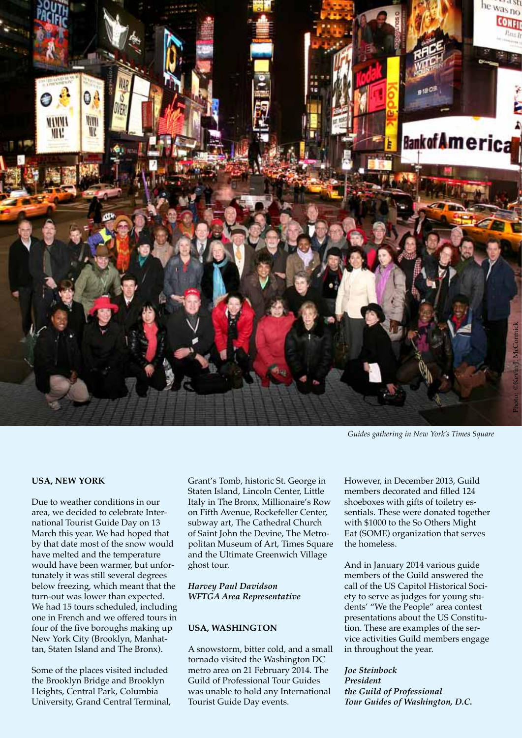Guides gathering in New York's Times Square

Photo: ©Kevin J. McCormick

**USA, NEW YORK**

Due to weather conditions in our area, we decided to celebrate International Tourist Guide Day on 13 March this year. We had hoped that by that date most of the snow would have melted and the temperature would have been warmer, but unfortunately it was still several degrees below freezing, which meant that the turn-out was lower than expected. We had 15 tours scheduled, including one in French and we offered tours in four of the five boroughs making up New York City (Brooklyn, Manhattan, Staten Island and The Bronx).

Some of the places visited included the Brooklyn Bridge and Brooklyn Heights, Central Park, Columbia University, Grand Central Terminal, Grant's Tomb, historic St. George in Staten Island, Lincoln Center, Little Italy in The Bronx, Millionaire's Row on Fifth Avenue, Rockefeller Center, subway art, The Cathedral Church of Saint John the Devine, The Metropolitan Museum of Art, Times Square and the Ultimate Greenwich Village ghost tour.

***Harvey Paul Davidson***
***WFTGA Area Representative***

**USA, WASHINGTON**

A snowstorm, bitter cold, and a small tornado visited the Washington DC metro area on 21 February 2014. The Guild of Professional Tour Guides was unable to hold any International Tourist Guide Day events.

However, in December 2013, Guild members decorated and filled 124 shoeboxes with gifts of toiletry essentials. These were donated together with $1000 to the So Others Might Eat (SOME) organization that serves the homeless.

And in January 2014 various guide members of the Guild answered the call of the US Capitol Historical Society to serve as judges for young students' "We the People" area contest presentations about the US Constitution. These are examples of the service activities Guild members engage in throughout the year.

***Joe Steinbock***
***President***
***the Guild of Professional***
***Tour Guides of Washington, D.C.***